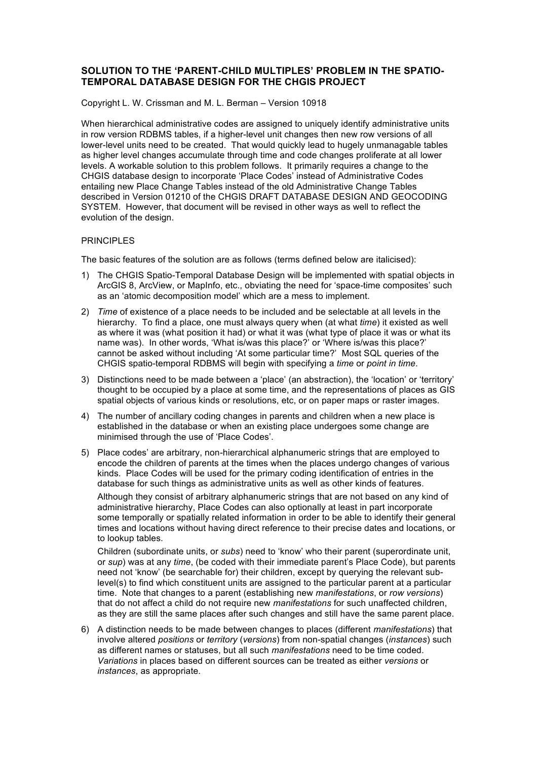# SOLUTION TO THE 'PARENT-CHILD MULTIPLES' PROBLEM IN THE SPATIO-TEMPORAL DATABASE DESIGN FOR THE CHGIS PROJECT

Copyright L. W. Crissman and M. L. Berman – Version 10918

When hierarchical administrative codes are assigned to uniquely identify administrative units in row version RDBMS tables, if a higher-level unit changes then new row versions of all lower-level units need to be created. That would quickly lead to hugely unmanagable tables as higher level changes accumulate through time and code changes proliferate at all lower levels. A workable solution to this problem follows. It primarily requires a change to the CHGIS database design to incorporate 'Place Codes' instead of Administrative Codes entailing new Place Change Tables instead of the old Administrative Change Tables described in Version 01210 of the CHGIS DRAFT DATABASE DESIGN AND GEOCODING SYSTEM. However, that document will be revised in other ways as well to reflect the evolution of the design.

## PRINCIPLES

The basic features of the solution are as follows (terms defined below are italicised):

1) The CHGIS Spatio-Temporal Database Design will be implemented with spatial objects in ArcGIS 8, ArcView, or MapInfo, etc., obviating the need for 'space-time composites' such as an 'atomic decomposition model' which are a mess to implement.

2) *Time* of existence of a place needs to be included and be selectable at all levels in the hierarchy. To find a place, one must always query when (at what *time*) it existed as well as where it was (what position it had) or what it was (what type of place it was or what its name was). In other words, 'What is/was this place?' or 'Where is/was this place?' cannot be asked without including 'At some particular time?' Most SQL queries of the CHGIS spatio-temporal RDBMS will begin with specifying a *time* or *point in time*.

3) Distinctions need to be made between a 'place' (an abstraction), the 'location' or 'territory' thought to be occupied by a place at some time, and the representations of places as GIS spatial objects of various kinds or resolutions, etc, or on paper maps or raster images.

4) The number of ancillary coding changes in parents and children when a new place is established in the database or when an existing place undergoes some change are minimised through the use of 'Place Codes'.

5) Place codes' are arbitrary, non-hierarchical alphanumeric strings that are employed to encode the children of parents at the times when the places undergo changes of various kinds. Place Codes will be used for the primary coding identification of entries in the database for such things as administrative units as well as other kinds of features.

   Although they consist of arbitrary alphanumeric strings that are not based on any kind of administrative hierarchy, Place Codes can also optionally at least in part incorporate some temporally or spatially related information in order to be able to identify their general times and locations without having direct reference to their precise dates and locations, or to lookup tables.

   Children (subordinate units, or *subs*) need to 'know' who their parent (superordinate unit, or *sup*) was at any *time*, (be coded with their immediate parent's Place Code), but parents need not 'know' (be searchable for) their children, except by querying the relevant sub-level(s) to find which constituent units are assigned to the particular parent at a particular time. Note that changes to a parent (establishing new *manifestations*, or *row versions*) that do not affect a child do not require new *manifestations* for such unaffected children, as they are still the same places after such changes and still have the same parent place.

6) A distinction needs to be made between changes to places (different *manifestations*) that involve altered *positions* or *territory* (*versions*) from non-spatial changes (*instances*) such as different names or statuses, but all such *manifestations* need to be time coded. *Variations* in places based on different sources can be treated as either *versions* or *instances*, as appropriate.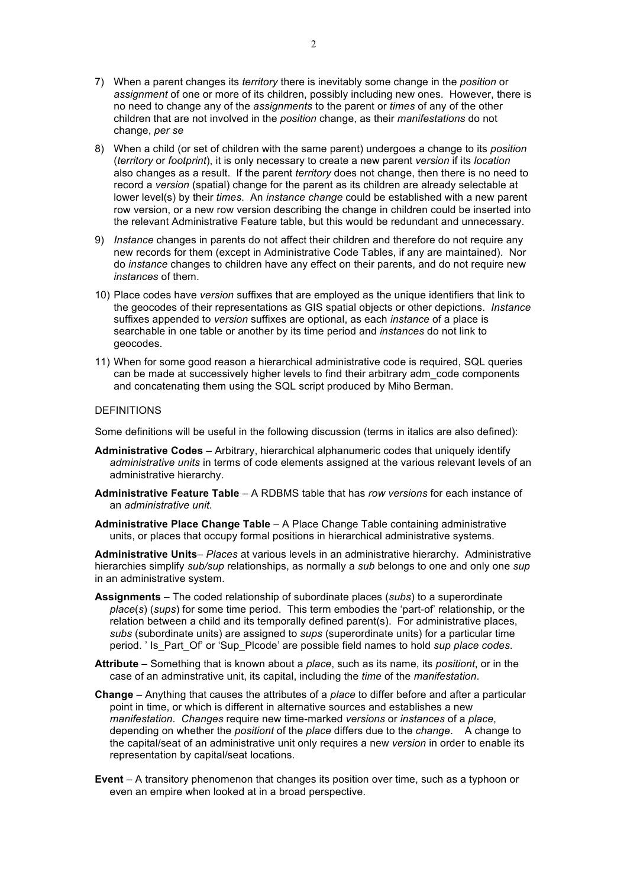7) When a parent changes its *territory* there is inevitably some change in the *position* or *assignment* of one or more of its children, possibly including new ones. However, there is no need to change any of the *assignments* to the parent or *times* of any of the other children that are not involved in the *position* change, as their *manifestations* do not change, *per se*

8) When a child (or set of children with the same parent) undergoes a change to its *position* (*territory* or *footprint*), it is only necessary to create a new parent *version* if its *location* also changes as a result. If the parent *territory* does not change, then there is no need to record a *version* (spatial) change for the parent as its children are already selectable at lower level(s) by their *times*. An *instance change* could be established with a new parent row version, or a new row version describing the change in children could be inserted into the relevant Administrative Feature table, but this would be redundant and unnecessary.

9) *Instance* changes in parents do not affect their children and therefore do not require any new records for them (except in Administrative Code Tables, if any are maintained). Nor do *instance* changes to children have any effect on their parents, and do not require new *instances* of them.

10) Place codes have *version* suffixes that are employed as the unique identifiers that link to the geocodes of their representations as GIS spatial objects or other depictions. *Instance* suffixes appended to *version* suffixes are optional, as each *instance* of a place is searchable in one table or another by its time period and *instances* do not link to geocodes.

11) When for some good reason a hierarchical administrative code is required, SQL queries can be made at successively higher levels to find their arbitrary adm_code components and concatenating them using the SQL script produced by Miho Berman.

DEFINITIONS

Some definitions will be useful in the following discussion (terms in italics are also defined):

**Administrative Codes** – Arbitrary, hierarchical alphanumeric codes that uniquely identify *administrative units* in terms of code elements assigned at the various relevant levels of an administrative hierarchy.

**Administrative Feature Table** – A RDBMS table that has *row versions* for each instance of an *administrative unit*.

**Administrative Place Change Table** – A Place Change Table containing administrative units, or places that occupy formal positions in hierarchical administrative systems.

**Administrative Units**– *Places* at various levels in an administrative hierarchy. Administrative hierarchies simplify *sub/sup* relationships, as normally a *sub* belongs to one and only one *sup* in an administrative system.

**Assignments** – The coded relationship of subordinate places (*subs*) to a superordinate *place*(*s*) (*sups*) for some time period. This term embodies the 'part-of' relationship, or the relation between a child and its temporally defined parent(s). For administrative places, *subs* (subordinate units) are assigned to *sups* (superordinate units) for a particular time period. ' Is_Part_Of' or 'Sup_Plcode' are possible field names to hold *sup place codes*.

**Attribute** – Something that is known about a *place*, such as its name, its *positiont*, or in the case of an adminstrative unit, its capital, including the *time* of the *manifestation*.

**Change** – Anything that causes the attributes of a *place* to differ before and after a particular point in time, or which is different in alternative sources and establishes a new *manifestation*. *Changes* require new time-marked *versions* or *instances* of a *place*, depending on whether the *positiont* of the *place* differs due to the *change*. A change to the capital/seat of an administrative unit only requires a new *version* in order to enable its representation by capital/seat locations.

**Event** – A transitory phenomenon that changes its position over time, such as a typhoon or even an empire when looked at in a broad perspective.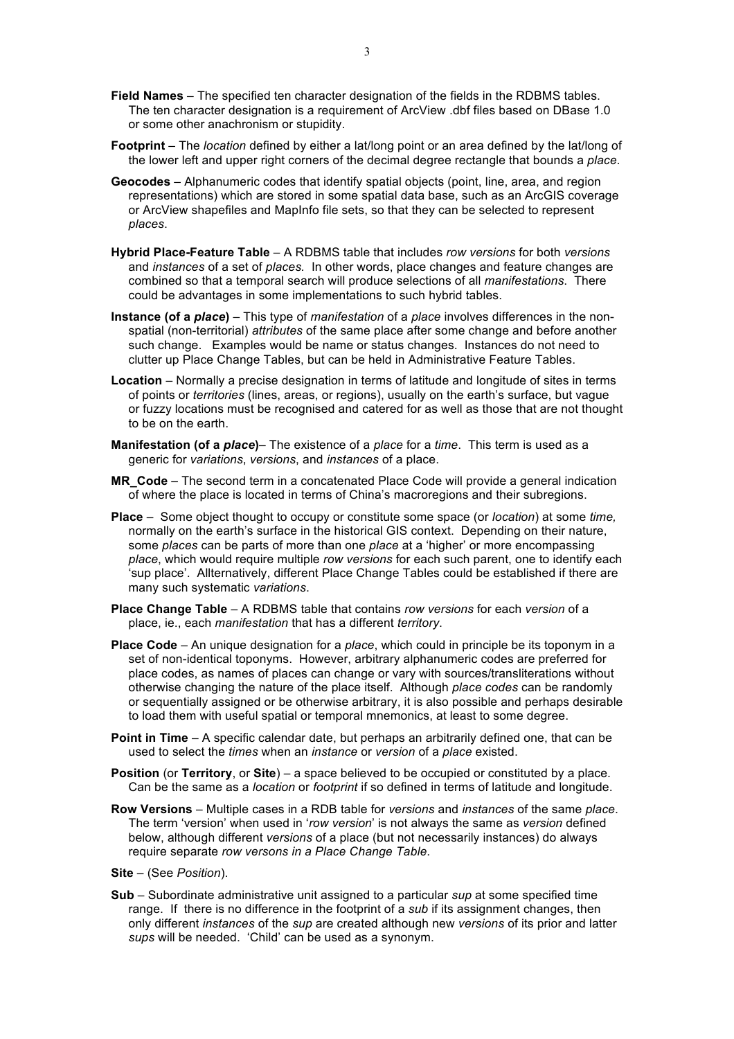**Field Names** – The specified ten character designation of the fields in the RDBMS tables. The ten character designation is a requirement of ArcView .dbf files based on DBase 1.0 or some other anachronism or stupidity.

**Footprint** – The *location* defined by either a lat/long point or an area defined by the lat/long of the lower left and upper right corners of the decimal degree rectangle that bounds a *place*.

**Geocodes** – Alphanumeric codes that identify spatial objects (point, line, area, and region representations) which are stored in some spatial data base, such as an ArcGIS coverage or ArcView shapefiles and MapInfo file sets, so that they can be selected to represent *places*.

**Hybrid Place-Feature Table** – A RDBMS table that includes *row versions* for both *versions* and *instances* of a set of *places.* In other words, place changes and feature changes are combined so that a temporal search will produce selections of all *manifestations*. There could be advantages in some implementations to such hybrid tables.

**Instance (of a *place*)** – This type of *manifestation* of a *place* involves differences in the non-spatial (non-territorial) *attributes* of the same place after some change and before another such change. Examples would be name or status changes. Instances do not need to clutter up Place Change Tables, but can be held in Administrative Feature Tables.

**Location** – Normally a precise designation in terms of latitude and longitude of sites in terms of points or *territories* (lines, areas, or regions), usually on the earth's surface, but vague or fuzzy locations must be recognised and catered for as well as those that are not thought to be on the earth.

**Manifestation (of a *place*)**– The existence of a *place* for a *time*. This term is used as a generic for *variations*, *versions*, and *instances* of a place.

**MR_Code** – The second term in a concatenated Place Code will provide a general indication of where the place is located in terms of China's macroregions and their subregions.

**Place** – Some object thought to occupy or constitute some space (or *location*) at some *time,* normally on the earth's surface in the historical GIS context. Depending on their nature, some *places* can be parts of more than one *place* at a 'higher' or more encompassing *place*, which would require multiple *row versions* for each such parent, one to identify each 'sup place'. Allternatively, different Place Change Tables could be established if there are many such systematic *variations*.

**Place Change Table** – A RDBMS table that contains *row versions* for each *version* of a place, ie., each *manifestation* that has a different *territory*.

**Place Code** – An unique designation for a *place*, which could in principle be its toponym in a set of non-identical toponyms. However, arbitrary alphanumeric codes are preferred for place codes, as names of places can change or vary with sources/transliterations without otherwise changing the nature of the place itself. Although *place codes* can be randomly or sequentially assigned or be otherwise arbitrary, it is also possible and perhaps desirable to load them with useful spatial or temporal mnemonics, at least to some degree.

**Point in Time** – A specific calendar date, but perhaps an arbitrarily defined one, that can be used to select the *times* when an *instance* or *version* of a *place* existed.

**Position** (or **Territory**, or **Site**) – a space believed to be occupied or constituted by a place. Can be the same as a *location* or *footprint* if so defined in terms of latitude and longitude.

**Row Versions** – Multiple cases in a RDB table for *versions* and *instances* of the same *place*. The term 'version' when used in '*row version*' is not always the same as *version* defined below, although different *versions* of a place (but not necessarily instances) do always require separate *row versons in a Place Change Table*.

**Site** – (See *Position*).

**Sub** – Subordinate administrative unit assigned to a particular *sup* at some specified time range. If there is no difference in the footprint of a *sub* if its assignment changes, then only different *instances* of the *sup* are created although new *versions* of its prior and latter *sups* will be needed. 'Child' can be used as a synonym.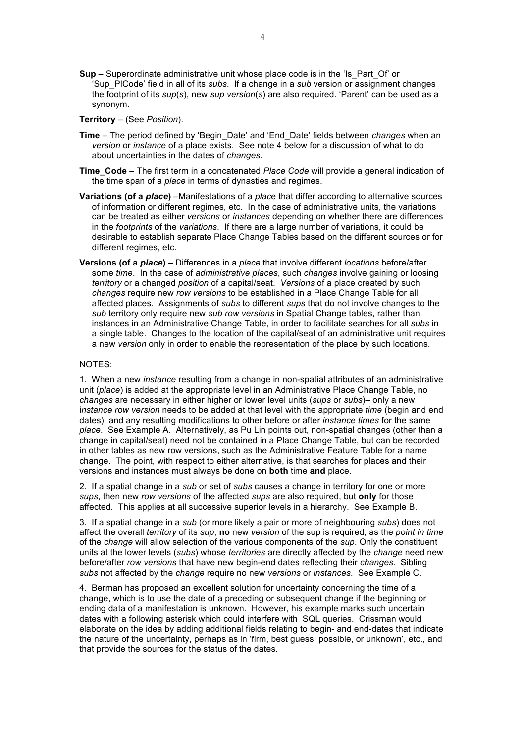**Sup** – Superordinate administrative unit whose place code is in the 'Is_Part_Of' or 'Sup_PlCode' field in all of its *subs*. If a change in a *sub* version or assignment changes the footprint of its *sup*(*s*), new *sup version*(*s*) are also required. 'Parent' can be used as a synonym.

**Territory** – (See *Position*).

**Time** – The period defined by 'Begin_Date' and 'End_Date' fields between *changes* when an *version* or *instance* of a place exists. See note 4 below for a discussion of what to do about uncertainties in the dates of *changes*.

**Time_Code** – The first term in a concatenated *Place Code* will provide a general indication of the time span of a *place* in terms of dynasties and regimes.

**Variations (of a *place*)** –Manifestations of a *plac*e that differ according to alternative sources of information or different regimes, etc. In the case of administrative units, the variations can be treated as either *versions* or *instances* depending on whether there are differences in the *footprints* of the *variations*. If there are a large number of variations, it could be desirable to establish separate Place Change Tables based on the different sources or for different regimes, etc.

**Versions (of a *place*)** – Differences in a *place* that involve different *locations* before/after some *time*. In the case of *administrative places*, such *changes* involve gaining or loosing *territory* or a changed *position* of a capital/seat. *Versions* of a place created by such *changes* require new *row versions* to be established in a Place Change Table for all affected places. Assignments of *subs* to different *sups* that do not involve changes to the *sub* territory only require new *sub row versions* in Spatial Change tables, rather than instances in an Administrative Change Table, in order to facilitate searches for all *subs* in a single table. Changes to the location of the capital/seat of an administrative unit requires a new *version* only in order to enable the representation of the place by such locations.

NOTES:

1. When a new *instance* resulting from a change in non-spatial attributes of an administrative unit (*place*) is added at the appropriate level in an Administrative Place Change Table, no *changes* are necessary in either higher or lower level units (*sups* or *subs*)– only a new i*nstance row version* needs to be added at that level with the appropriate *time* (begin and end dates), and any resulting modifications to other before or after *instance times* for the same *place*. See Example A. Alternatively, as Pu Lin points out, non-spatial changes (other than a change in capital/seat) need not be contained in a Place Change Table, but can be recorded in other tables as new row versions, such as the Administrative Feature Table for a name change. The point, with respect to either alternative, is that searches for places and their versions and instances must always be done on **both** time **and** place.

2. If a spatial change in a *sub* or set of *subs* causes a change in territory for one or more *sups*, then new *row versions* of the affected *sups* are also required, but **only** for those affected. This applies at all successive superior levels in a hierarchy. See Example B.

3. If a spatial change in a *sub* (or more likely a pair or more of neighbouring *subs*) does not affect the overall *territory* of its *sup*, **no** new *version* of the sup is required, as the *point in time* of the *change* will allow selection of the various components of the *sup*. Only the constituent units at the lower levels (*subs*) whose *territories* are directly affected by the *change* need new before/after *row versions* that have new begin-end dates reflecting their *changes*. Sibling *subs* not affected by the *change* require no new *versions* or *instances*. See Example C.

4. Berman has proposed an excellent solution for uncertainty concerning the time of a change, which is to use the date of a preceding or subsequent change if the beginning or ending data of a manifestation is unknown. However, his example marks such uncertain dates with a following asterisk which could interfere with SQL queries. Crissman would elaborate on the idea by adding additional fields relating to begin- and end-dates that indicate the nature of the uncertainty, perhaps as in 'firm, best guess, possible, or unknown', etc., and that provide the sources for the status of the dates.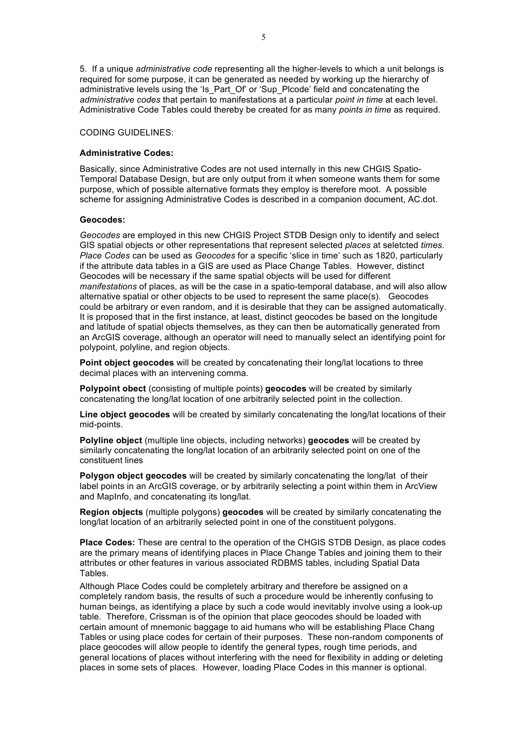5. If a unique *administrative code* representing all the higher-levels to which a unit belongs is required for some purpose, it can be generated as needed by working up the hierarchy of administrative levels using the 'Is_Part_Of' or 'Sup_Plcode' field and concatenating the *administrative codes* that pertain to manifestations at a particular *point in time* at each level. Administrative Code Tables could thereby be created for as many *points in time* as required.

CODING GUIDELINES:

**Administrative Codes:**

Basically, since Administrative Codes are not used internally in this new CHGIS Spatio-Temporal Database Design, but are only output from it when someone wants them for some purpose, which of possible alternative formats they employ is therefore moot. A possible scheme for assigning Administrative Codes is described in a companion document, AC.dot.

**Geocodes:**

*Geocodes* are employed in this new CHGIS Project STDB Design only to identify and select GIS spatial objects or other representations that represent selected *places* at seletcted *times*. *Place Codes* can be used as *Geocodes* for a specific 'slice in time' such as 1820, particularly if the attribute data tables in a GIS are used as Place Change Tables. However, distinct Geocodes will be necessary if the same spatial objects will be used for different *manifestations* of places, as will be the case in a spatio-temporal database, and will also allow alternative spatial or other objects to be used to represent the same place(s). Geocodes could be arbitrary or even random, and it is desirable that they can be assigned automatically. It is proposed that in the first instance, at least, distinct geocodes be based on the longitude and latitude of spatial objects themselves, as they can then be automatically generated from an ArcGIS coverage, although an operator will need to manually select an identifying point for polypoint, polyline, and region objects.

**Point object geocodes** will be created by concatenating their long/lat locations to three decimal places with an intervening comma.

**Polypoint obect** (consisting of multiple points) **geocodes** will be created by similarly concatenating the long/lat location of one arbitrarily selected point in the collection.

**Line object geocodes** will be created by similarly concatenating the long/lat locations of their mid-points.

**Polyline object** (multiple line objects, including networks) **geocodes** will be created by similarly concatenating the long/lat location of an arbitrarily selected point on one of the constituent lines

**Polygon object geocodes** will be created by similarly concatenating the long/lat of their label points in an ArcGIS coverage, or by arbitrarily selecting a point within them in ArcView and MapInfo, and concatenating its long/lat.

**Region objects** (multiple polygons) **geocodes** will be created by similarly concatenating the long/lat location of an arbitrarily selected point in one of the constituent polygons.

**Place Codes:** These are central to the operation of the CHGIS STDB Design, as place codes are the primary means of identifying places in Place Change Tables and joining them to their attributes or other features in various associated RDBMS tables, including Spatial Data Tables.

Although Place Codes could be completely arbitrary and therefore be assigned on a completely random basis, the results of such a procedure would be inherently confusing to human beings, as identifying a place by such a code would inevitably involve using a look-up table. Therefore, Crissman is of the opinion that place geocodes should be loaded with certain amount of mnemonic baggage to aid humans who will be establishing Place Chang Tables or using place codes for certain of their purposes. These non-random components of place geocodes will allow people to identify the general types, rough time periods, and general locations of places without interfering with the need for flexibility in adding or deleting places in some sets of places. However, loading Place Codes in this manner is optional.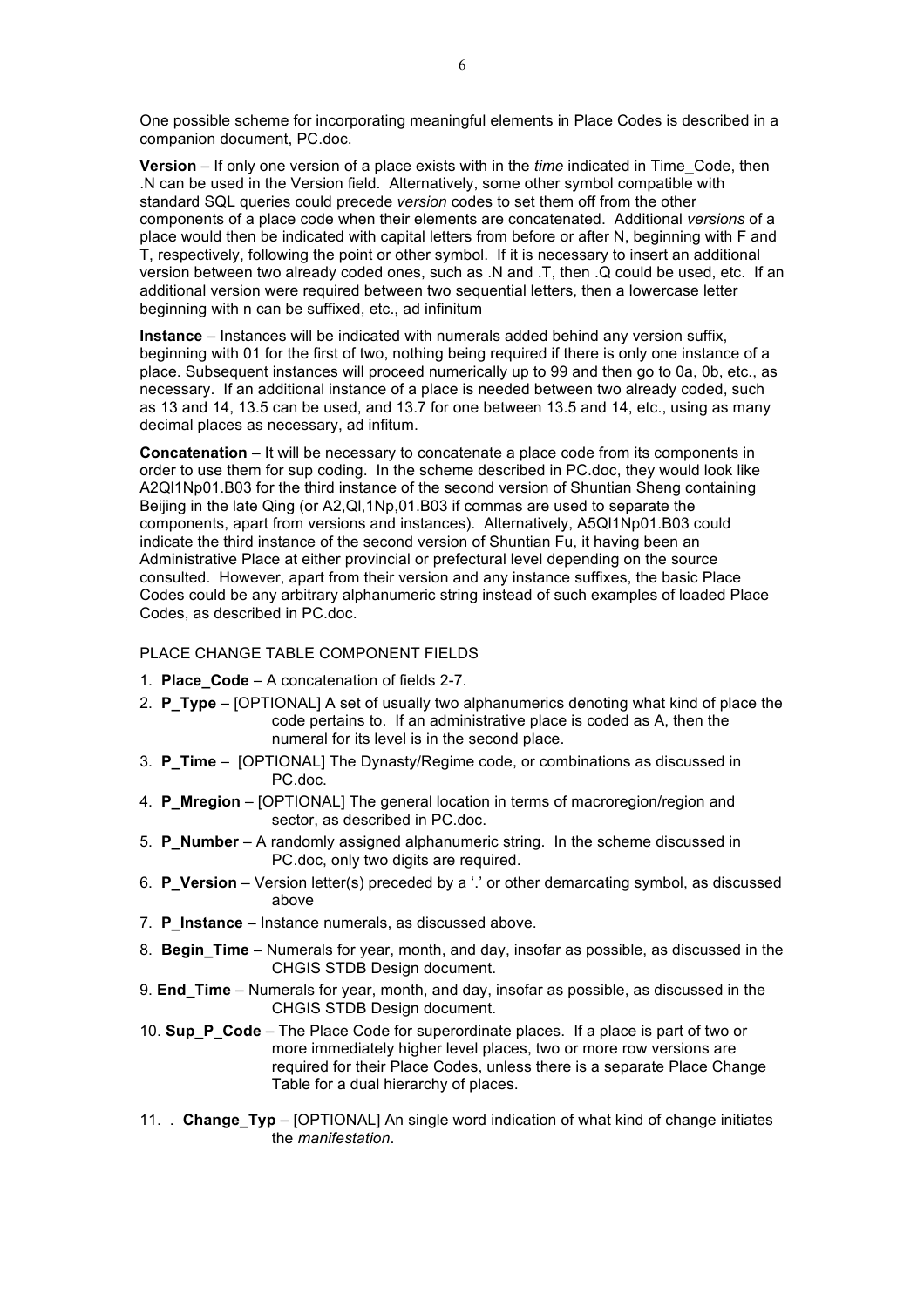One possible scheme for incorporating meaningful elements in Place Codes is described in a companion document, PC.doc.

**Version** – If only one version of a place exists with in the *time* indicated in Time_Code, then .N can be used in the Version field. Alternatively, some other symbol compatible with standard SQL queries could precede *version* codes to set them off from the other components of a place code when their elements are concatenated. Additional *versions* of a place would then be indicated with capital letters from before or after N, beginning with F and T, respectively, following the point or other symbol. If it is necessary to insert an additional version between two already coded ones, such as .N and .T, then .Q could be used, etc. If an additional version were required between two sequential letters, then a lowercase letter beginning with n can be suffixed, etc., ad infinitum

**Instance** – Instances will be indicated with numerals added behind any version suffix, beginning with 01 for the first of two, nothing being required if there is only one instance of a place. Subsequent instances will proceed numerically up to 99 and then go to 0a, 0b, etc., as necessary. If an additional instance of a place is needed between two already coded, such as 13 and 14, 13.5 can be used, and 13.7 for one between 13.5 and 14, etc., using as many decimal places as necessary, ad infitum.

**Concatenation** – It will be necessary to concatenate a place code from its components in order to use them for sup coding. In the scheme described in PC.doc, they would look like A2Ql1Np01.B03 for the third instance of the second version of Shuntian Sheng containing Beijing in the late Qing (or A2,Ql,1Np,01.B03 if commas are used to separate the components, apart from versions and instances). Alternatively, A5Ql1Np01.B03 could indicate the third instance of the second version of Shuntian Fu, it having been an Administrative Place at either provincial or prefectural level depending on the source consulted. However, apart from their version and any instance suffixes, the basic Place Codes could be any arbitrary alphanumeric string instead of such examples of loaded Place Codes, as described in PC.doc.

PLACE CHANGE TABLE COMPONENT FIELDS

1. **Place_Code** – A concatenation of fields 2-7.
2. **P_Type** – [OPTIONAL] A set of usually two alphanumerics denoting what kind of place the code pertains to. If an administrative place is coded as A, then the numeral for its level is in the second place.
3. **P_Time** – [OPTIONAL] The Dynasty/Regime code, or combinations as discussed in PC.doc.
4. **P_Mregion** – [OPTIONAL] The general location in terms of macroregion/region and sector, as described in PC.doc.
5. **P_Number** – A randomly assigned alphanumeric string. In the scheme discussed in PC.doc, only two digits are required.
6. **P_Version** – Version letter(s) preceded by a '.' or other demarcating symbol, as discussed above
7. **P_Instance** – Instance numerals, as discussed above.
8. **Begin_Time** – Numerals for year, month, and day, insofar as possible, as discussed in the CHGIS STDB Design document.
9. **End_Time** – Numerals for year, month, and day, insofar as possible, as discussed in the CHGIS STDB Design document.
10. **Sup_P_Code** – The Place Code for superordinate places. If a place is part of two or more immediately higher level places, two or more row versions are required for their Place Codes, unless there is a separate Place Change Table for a dual hierarchy of places.
11. . **Change_Typ** – [OPTIONAL] An single word indication of what kind of change initiates the *manifestation*.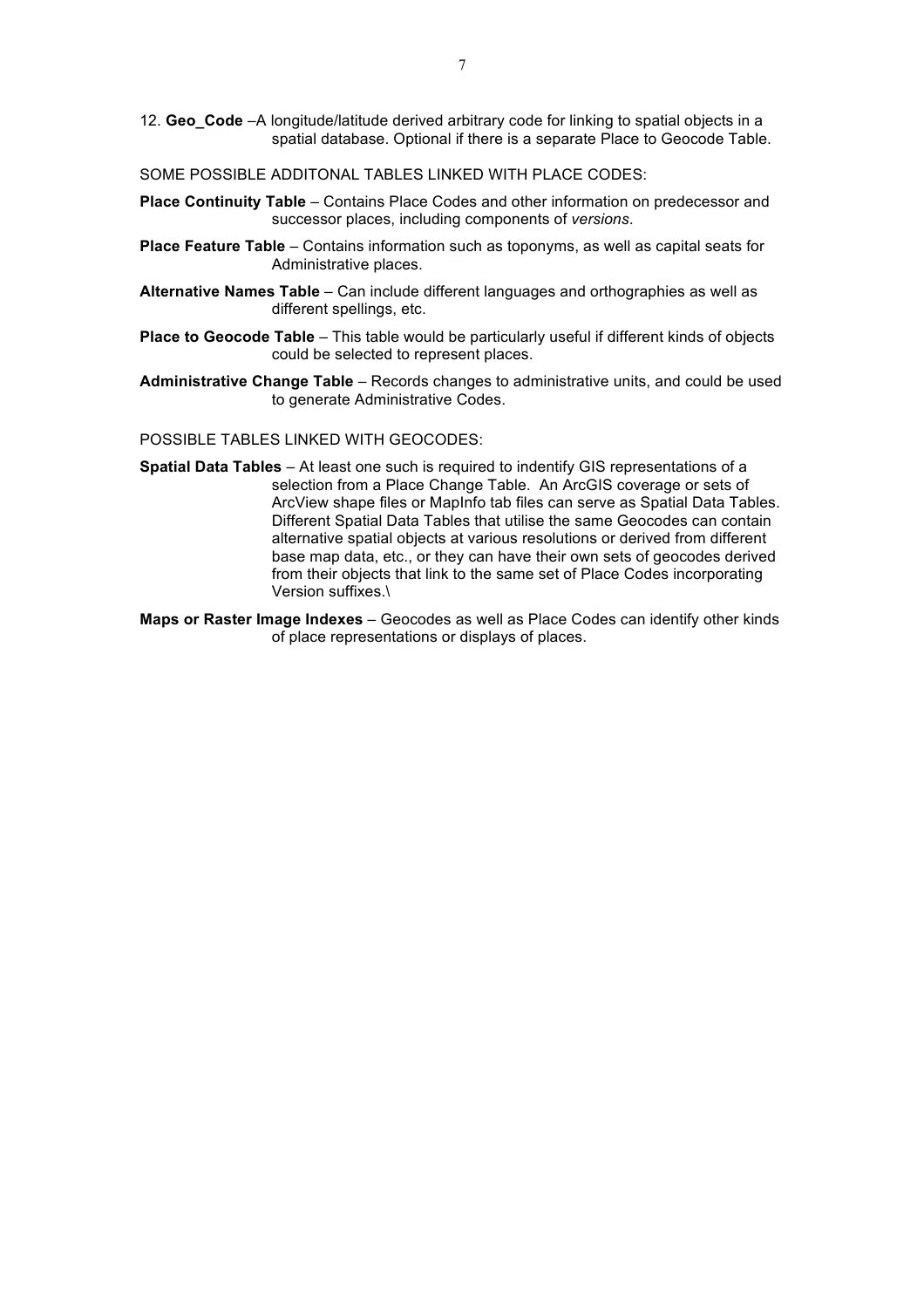12. **Geo_Code** –A longitude/latitude derived arbitrary code for linking to spatial objects in a spatial database. Optional if there is a separate Place to Geocode Table.

SOME POSSIBLE ADDITONAL TABLES LINKED WITH PLACE CODES:

**Place Continuity Table** – Contains Place Codes and other information on predecessor and successor places, including components of *versions*.

**Place Feature Table** – Contains information such as toponyms, as well as capital seats for Administrative places.

**Alternative Names Table** – Can include different languages and orthographies as well as different spellings, etc.

**Place to Geocode Table** – This table would be particularly useful if different kinds of objects could be selected to represent places.

**Administrative Change Table** – Records changes to administrative units, and could be used to generate Administrative Codes.

POSSIBLE TABLES LINKED WITH GEOCODES:

**Spatial Data Tables** – At least one such is required to indentify GIS representations of a selection from a Place Change Table. An ArcGIS coverage or sets of ArcView shape files or MapInfo tab files can serve as Spatial Data Tables. Different Spatial Data Tables that utilise the same Geocodes can contain alternative spatial objects at various resolutions or derived from different base map data, etc., or they can have their own sets of geocodes derived from their objects that link to the same set of Place Codes incorporating Version suffixes.\

**Maps or Raster Image Indexes** – Geocodes as well as Place Codes can identify other kinds of place representations or displays of places.